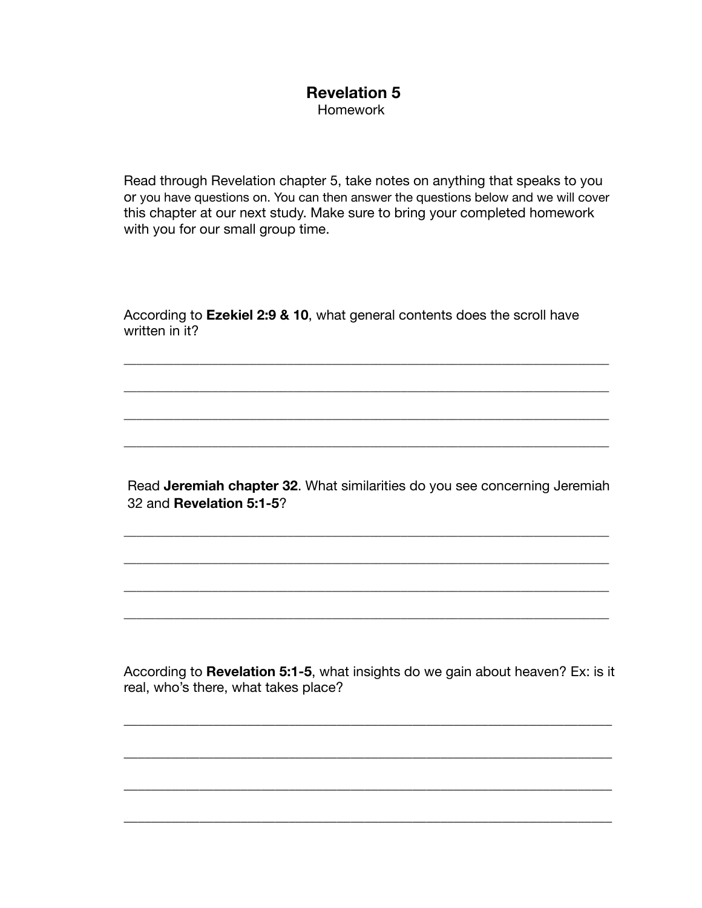# Revelation 5

Homework

Read through Revelation chapter 5, take notes on anything that speaks to you or you have questions on. You can then answer the questions below and we will cover this chapter at our next study. Make sure to bring your completed homework with you for our small group time.

According to **Ezekiel 2:9 & 10**, what general contents does the scroll have written in it?

\_\_\_\_\_\_\_\_\_\_\_\_\_\_\_\_\_\_\_\_\_\_\_\_\_\_\_\_\_\_\_\_\_\_\_\_\_\_\_\_\_\_\_\_\_\_\_\_\_\_\_\_\_\_\_\_\_\_\_\_\_\_\_\_

\_\_\_\_\_\_\_\_\_\_\_\_\_\_\_\_\_\_\_\_\_\_\_\_\_\_\_\_\_\_\_\_\_\_\_\_\_\_\_\_\_\_\_\_\_\_\_\_\_\_\_\_\_\_\_\_\_\_\_\_\_\_\_\_

\_\_\_\_\_\_\_\_\_\_\_\_\_\_\_\_\_\_\_\_\_\_\_\_\_\_\_\_\_\_\_\_\_\_\_\_\_\_\_\_\_\_\_\_\_\_\_\_\_\_\_\_\_\_\_\_\_\_\_\_\_\_\_\_

\_\_\_\_\_\_\_\_\_\_\_\_\_\_\_\_\_\_\_\_\_\_\_\_\_\_\_\_\_\_\_\_\_\_\_\_\_\_\_\_\_\_\_\_\_\_\_\_\_\_\_\_\_\_\_\_\_\_\_\_\_\_\_\_

Read **Jeremiah chapter 32**. What similarities do you see concerning Jeremiah 32 and **Revelation 5:1-5**?

\_\_\_\_\_\_\_\_\_\_\_\_\_\_\_\_\_\_\_\_\_\_\_\_\_\_\_\_\_\_\_\_\_\_\_\_\_\_\_\_\_\_\_\_\_\_\_\_\_\_\_\_\_\_\_\_\_\_\_\_\_\_\_\_

\_\_\_\_\_\_\_\_\_\_\_\_\_\_\_\_\_\_\_\_\_\_\_\_\_\_\_\_\_\_\_\_\_\_\_\_\_\_\_\_\_\_\_\_\_\_\_\_\_\_\_\_\_\_\_\_\_\_\_\_\_\_\_\_

\_\_\_\_\_\_\_\_\_\_\_\_\_\_\_\_\_\_\_\_\_\_\_\_\_\_\_\_\_\_\_\_\_\_\_\_\_\_\_\_\_\_\_\_\_\_\_\_\_\_\_\_\_\_\_\_\_\_\_\_\_\_\_\_

\_\_\_\_\_\_\_\_\_\_\_\_\_\_\_\_\_\_\_\_\_\_\_\_\_\_\_\_\_\_\_\_\_\_\_\_\_\_\_\_\_\_\_\_\_\_\_\_\_\_\_\_\_\_\_\_\_\_\_\_\_\_\_\_

According to **Revelation 5:1-5**, what insights do we gain about heaven? Ex: is it real, who's there, what takes place?

\_\_\_\_\_\_\_\_\_\_\_\_\_\_\_\_\_\_\_\_\_\_\_\_\_\_\_\_\_\_\_\_\_\_\_\_\_\_\_\_\_\_\_\_\_\_\_\_\_\_\_\_\_\_\_\_\_\_\_\_\_\_\_\_

\_\_\_\_\_\_\_\_\_\_\_\_\_\_\_\_\_\_\_\_\_\_\_\_\_\_\_\_\_\_\_\_\_\_\_\_\_\_\_\_\_\_\_\_\_\_\_\_\_\_\_\_\_\_\_\_\_\_\_\_\_\_\_\_

\_\_\_\_\_\_\_\_\_\_\_\_\_\_\_\_\_\_\_\_\_\_\_\_\_\_\_\_\_\_\_\_\_\_\_\_\_\_\_\_\_\_\_\_\_\_\_\_\_\_\_\_\_\_\_\_\_\_\_\_\_\_\_\_

\_\_\_\_\_\_\_\_\_\_\_\_\_\_\_\_\_\_\_\_\_\_\_\_\_\_\_\_\_\_\_\_\_\_\_\_\_\_\_\_\_\_\_\_\_\_\_\_\_\_\_\_\_\_\_\_\_\_\_\_\_\_\_\_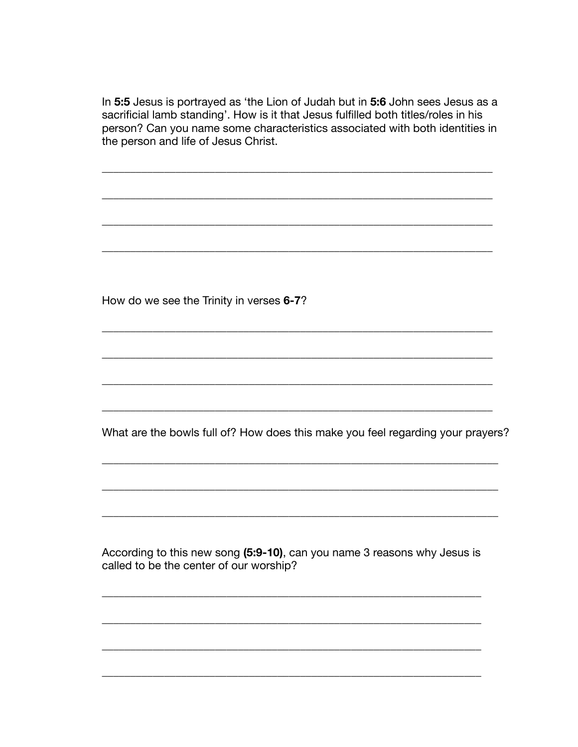In **5:5** Jesus is portrayed as 'the Lion of Judah but in **5:6** John sees Jesus as a sacrificial lamb standing'. How is it that Jesus fulfilled both titles/roles in his person? Can you name some characteristics associated with both identities in the person and life of Jesus Christ.

______________________________________________________________________

______________________________________________________________________

______________________________________________________________________

______________________________________________________________________

How do we see the Trinity in verses **6-7**?

______________________________________________________________________

______________________________________________________________________

______________________________________________________________________

______________________________________________________________________

What are the bowls full of? How does this make you feel regarding your prayers?

______________________________________________________________________

______________________________________________________________________

______________________________________________________________________

According to this new song **(5:9-10)**, can you name 3 reasons why Jesus is called to be the center of our worship?

______________________________________________________________________

______________________________________________________________________

______________________________________________________________________

______________________________________________________________________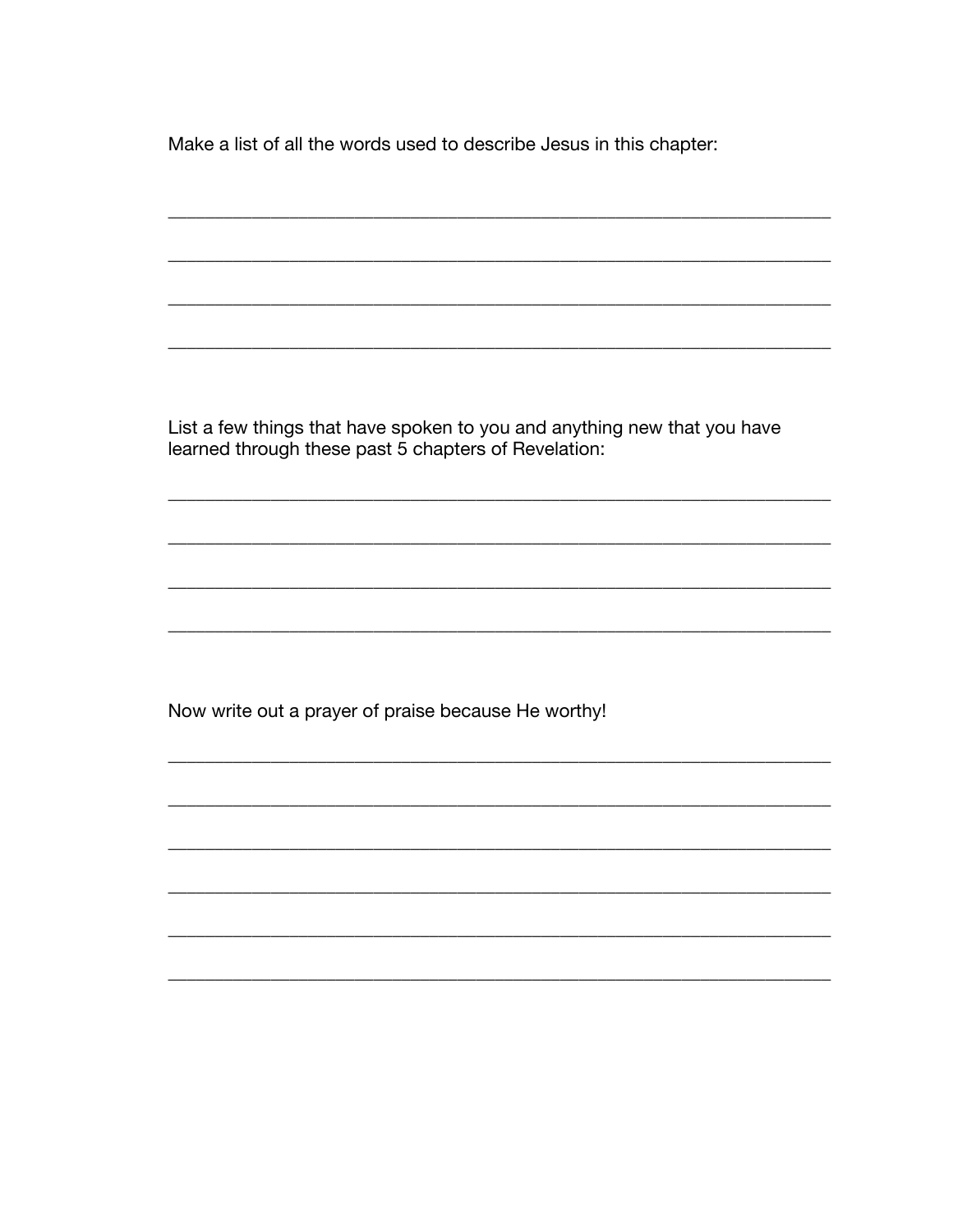Make a list of all the words used to describe Jesus in this chapter:

_______________________________________________________________

_______________________________________________________________

_______________________________________________________________

_______________________________________________________________

List a few things that have spoken to you and anything new that you have learned through these past 5 chapters of Revelation:

_______________________________________________________________

_______________________________________________________________

_______________________________________________________________

_______________________________________________________________

Now write out a prayer of praise because He worthy!

_______________________________________________________________

_______________________________________________________________

_______________________________________________________________

_______________________________________________________________

_______________________________________________________________

_______________________________________________________________